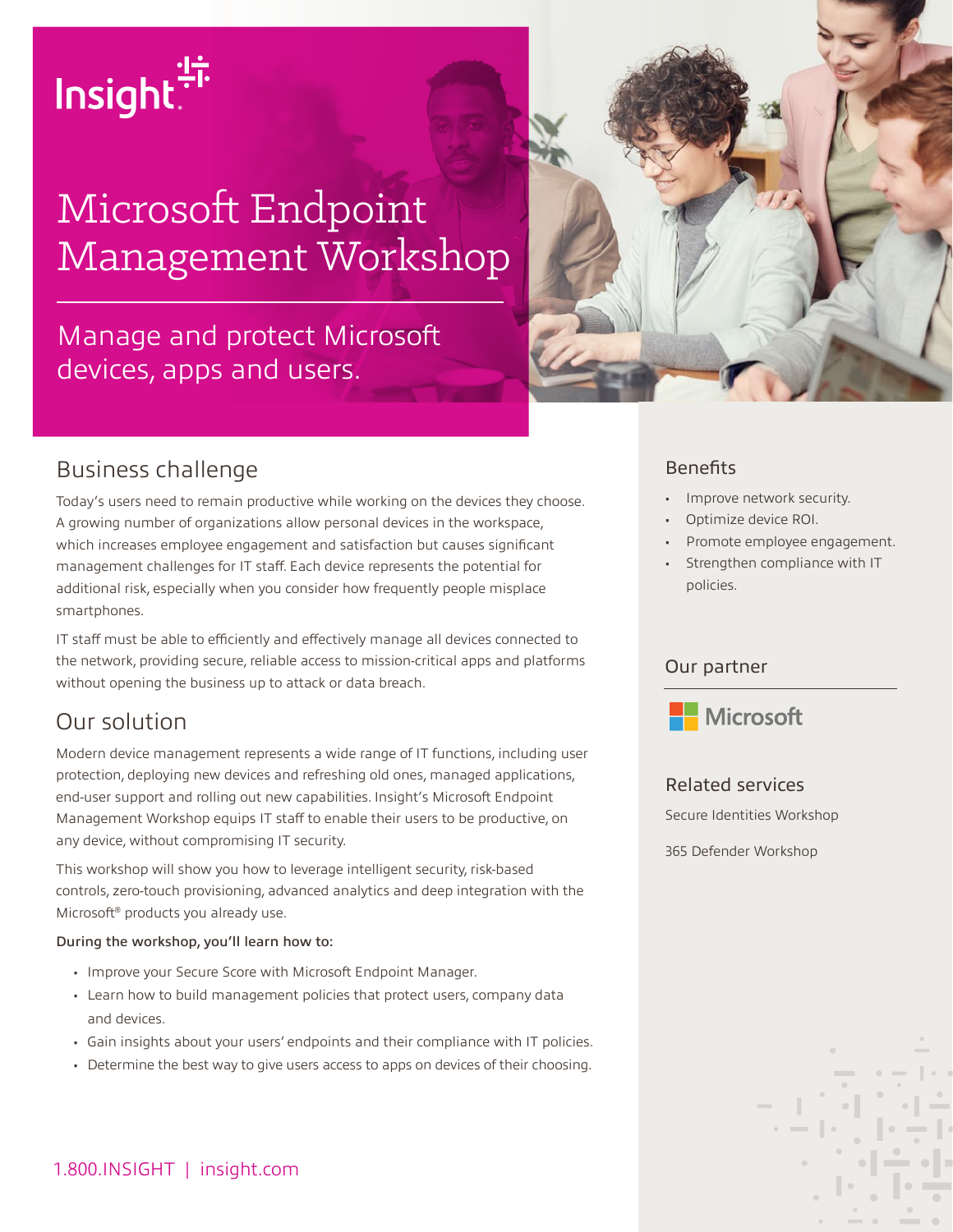Insight

# Microsoft Endpoint Management Workshop

Manage and protect Microsoft devices, apps and users.

## Business challenge

Today's users need to remain productive while working on the devices they choose. A growing number of organizations allow personal devices in the workspace, which increases employee engagement and satisfaction but causes significant management challenges for IT staff. Each device represents the potential for additional risk, especially when you consider how frequently people misplace smartphones.

IT staff must be able to efficiently and effectively manage all devices connected to the network, providing secure, reliable access to mission-critical apps and platforms without opening the business up to attack or data breach.

## Our solution

Modern device management represents a wide range of IT functions, including user protection, deploying new devices and refreshing old ones, managed applications, end-user support and rolling out new capabilities. Insight's Microsoft Endpoint Management Workshop equips IT staff to enable their users to be productive, on any device, without compromising IT security.

This workshop will show you how to leverage intelligent security, risk-based controls, zero-touch provisioning, advanced analytics and deep integration with the Microsoft® products you already use.

**During the workshop, you'll learn how to:**

- Improve your Secure Score with Microsoft Endpoint Manager.
- Learn how to build management policies that protect users, company data and devices.
- Gain insights about your users' endpoints and their compliance with IT policies.
- Determine the best way to give users access to apps on devices of their choosing.

## Benefits

- Improve network security.
- Optimize device ROI.
- Promote employee engagement.
- Strengthen compliance with IT policies.

## Our partner

Microsoft

## Related services

Secure Identities Workshop

365 Defender Workshop

1.800.INSIGHT | insight.com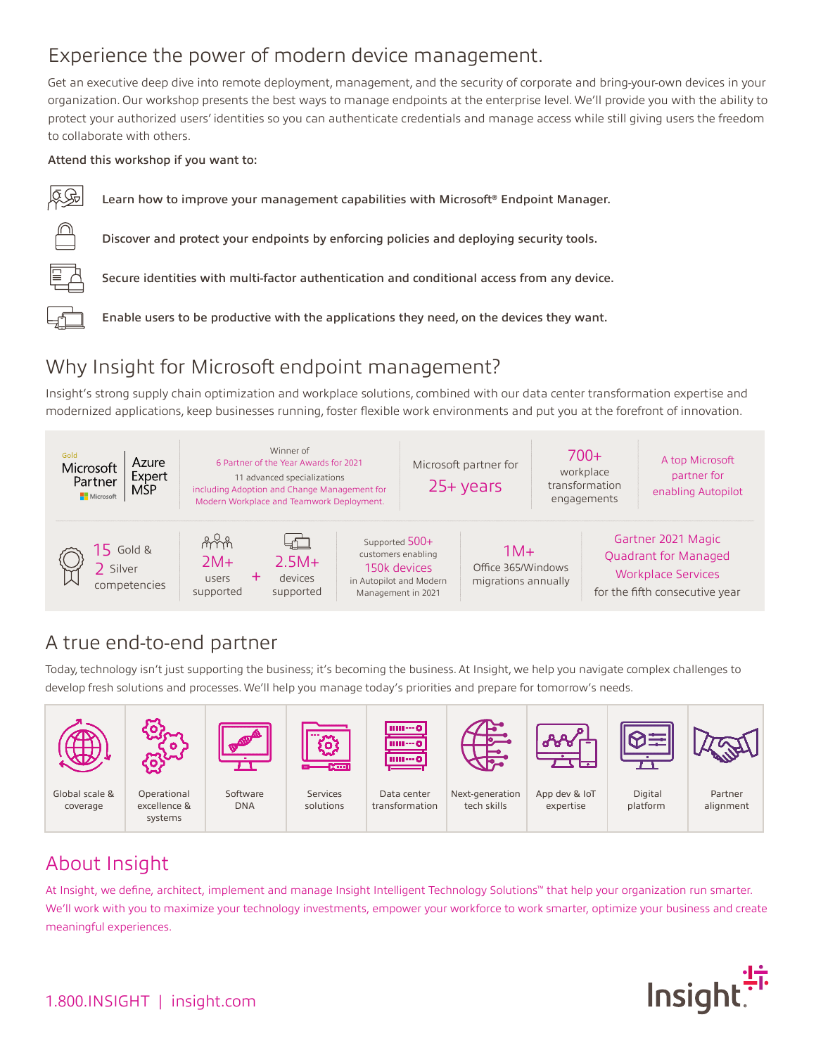## Experience the power of modern device management.

Get an executive deep dive into remote deployment, management, and the security of corporate and bring-your-own devices in your organization. Our workshop presents the best ways to manage endpoints at the enterprise level. We'll provide you with the ability to protect your authorized users' identities so you can authenticate credentials and manage access while still giving users the freedom to collaborate with others.

**Attend this workshop if you want to:**

- Learn how to improve your management capabilities with Microsoft® Endpoint Manager.
- Discover and protect your endpoints by enforcing policies and deploying security tools.
- Secure identities with multi-factor authentication and conditional access from any device.
- Enable users to be productive with the applications they need, on the devices they want.

## Why Insight for Microsoft endpoint management?

Insight's strong supply chain optimization and workplace solutions, combined with our data center transformation expertise and modernized applications, keep businesses running, foster flexible work environments and put you at the forefront of innovation.

Gold Microsoft Partner | Azure Expert MSP

Winner of 6 Partner of the Year Awards for 2021
11 advanced specializations including Adoption and Change Management for Modern Workplace and Teamwork Deployment.

Microsoft partner for 25+ years

700+ workplace transformation engagements

A top Microsoft partner for enabling Autopilot

15 Gold & 2 Silver competencies

2M+ users supported + 2.5M+ devices supported

Supported 500+ customers enabling 150k devices in Autopilot and Modern Management in 2021

1M+ Office 365/Windows migrations annually

Gartner 2021 Magic Quadrant for Managed Workplace Services for the fifth consecutive year

## A true end-to-end partner

Today, technology isn't just supporting the business; it's becoming the business. At Insight, we help you navigate complex challenges to develop fresh solutions and processes. We'll help you manage today's priorities and prepare for tomorrow's needs.

- Global scale & coverage
- Operational excellence & systems
- Software DNA
- Services solutions
- Data center transformation
- Next-generation tech skills
- App dev & IoT expertise
- Digital platform
- Partner alignment

## About Insight

At Insight, we define, architect, implement and manage Insight Intelligent Technology Solutions™ that help your organization run smarter. We'll work with you to maximize your technology investments, empower your workforce to work smarter, optimize your business and create meaningful experiences.

1.800.INSIGHT | insight.com